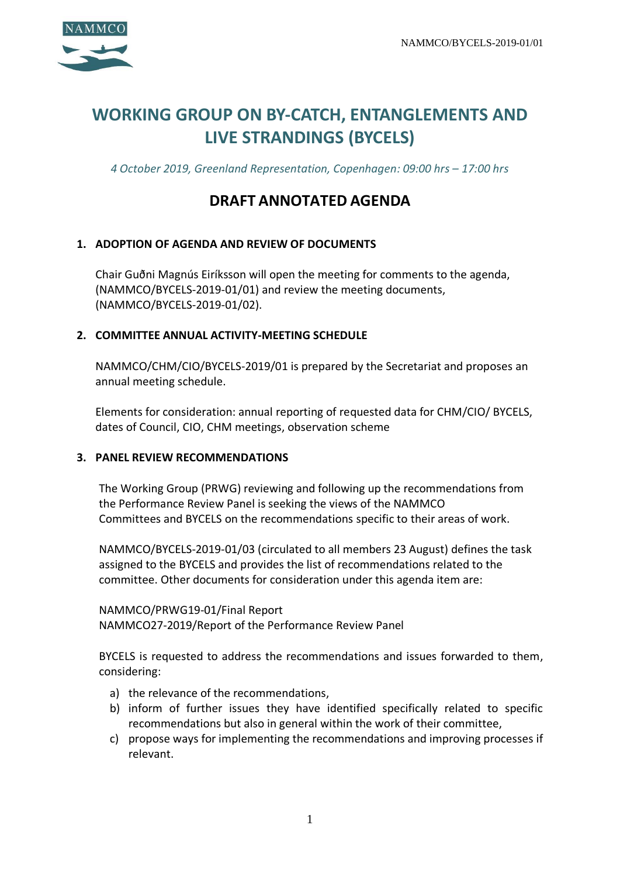# WORKING GROUP ON BY-CATCH, ENTANGLEMENTS AND LIVE STRANDINGS (BYCELS)

*4 October 2019, Greenland Representation, Copenhagen: 09:00 hrs – 17:00 hrs*

## DRAFT ANNOTATED AGENDA

### 1. ADOPTION OF AGENDA AND REVIEW OF DOCUMENTS

Chair Guðni Magnús Eiríksson will open the meeting for comments to the agenda, (NAMMCO/BYCELS-2019-01/01) and review the meeting documents, (NAMMCO/BYCELS-2019-01/02).

### 2. COMMITTEE ANNUAL ACTIVITY-MEETING SCHEDULE

NAMMCO/CHM/CIO/BYCELS-2019/01 is prepared by the Secretariat and proposes an annual meeting schedule.

Elements for consideration: annual reporting of requested data for CHM/CIO/ BYCELS, dates of Council, CIO, CHM meetings, observation scheme

### 3. PANEL REVIEW RECOMMENDATIONS

The Working Group (PRWG) reviewing and following up the recommendations from the Performance Review Panel is seeking the views of the NAMMCO Committees and BYCELS on the recommendations specific to their areas of work.

NAMMCO/BYCELS-2019-01/03 (circulated to all members 23 August) defines the task assigned to the BYCELS and provides the list of recommendations related to the committee. Other documents for consideration under this agenda item are:

NAMMCO/PRWG19-01/Final Report
NAMMCO27-2019/Report of the Performance Review Panel

BYCELS is requested to address the recommendations and issues forwarded to them, considering:

a) the relevance of the recommendations,
b) inform of further issues they have identified specifically related to specific recommendations but also in general within the work of their committee,
c) propose ways for implementing the recommendations and improving processes if relevant.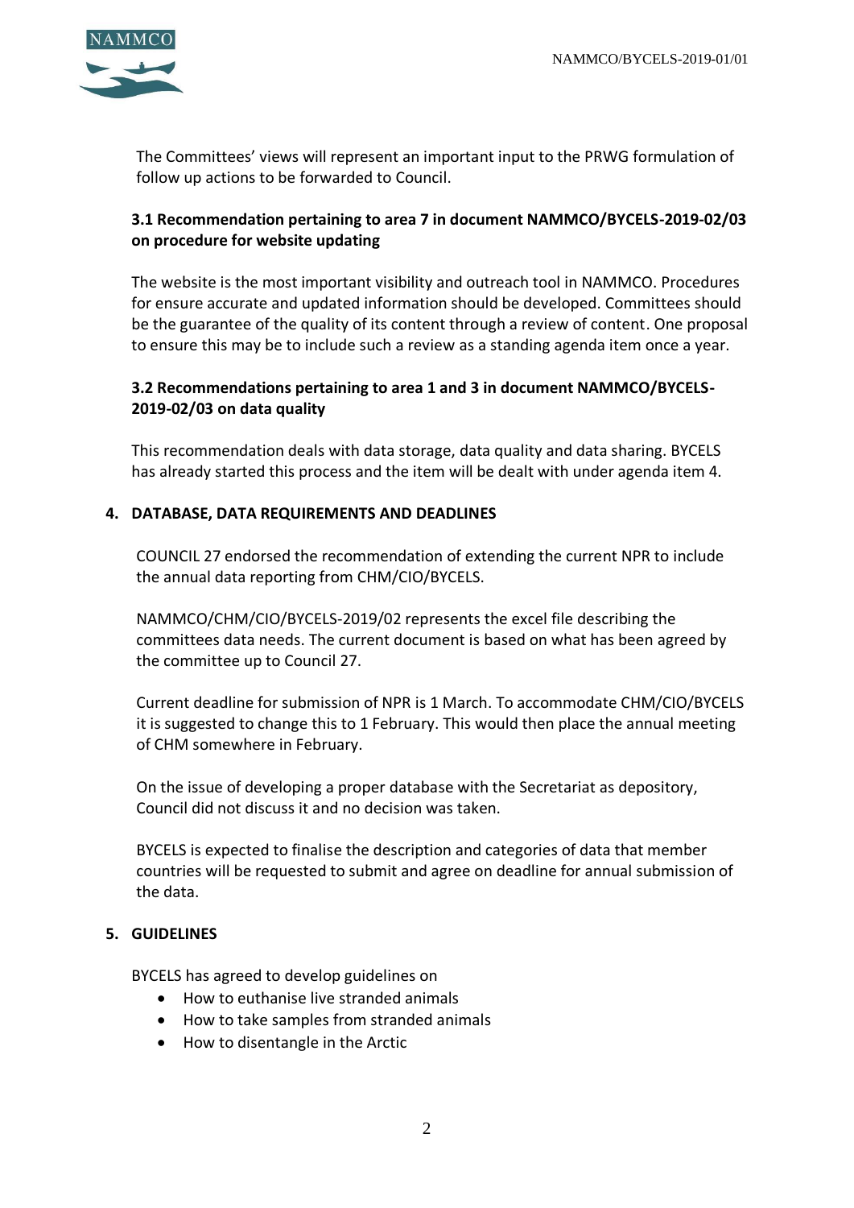The Committees' views will represent an important input to the PRWG formulation of follow up actions to be forwarded to Council.

### 3.1 Recommendation pertaining to area 7 in document NAMMCO/BYCELS-2019-02/03 on procedure for website updating

The website is the most important visibility and outreach tool in NAMMCO. Procedures for ensure accurate and updated information should be developed. Committees should be the guarantee of the quality of its content through a review of content. One proposal to ensure this may be to include such a review as a standing agenda item once a year.

### 3.2 Recommendations pertaining to area 1 and 3 in document NAMMCO/BYCELS-2019-02/03 on data quality

This recommendation deals with data storage, data quality and data sharing. BYCELS has already started this process and the item will be dealt with under agenda item 4.

## 4. DATABASE, DATA REQUIREMENTS AND DEADLINES

COUNCIL 27 endorsed the recommendation of extending the current NPR to include the annual data reporting from CHM/CIO/BYCELS.

NAMMCO/CHM/CIO/BYCELS-2019/02 represents the excel file describing the committees data needs. The current document is based on what has been agreed by the committee up to Council 27.

Current deadline for submission of NPR is 1 March. To accommodate CHM/CIO/BYCELS it is suggested to change this to 1 February. This would then place the annual meeting of CHM somewhere in February.

On the issue of developing a proper database with the Secretariat as depository, Council did not discuss it and no decision was taken.

BYCELS is expected to finalise the description and categories of data that member countries will be requested to submit and agree on deadline for annual submission of the data.

## 5. GUIDELINES

BYCELS has agreed to develop guidelines on

- How to euthanise live stranded animals
- How to take samples from stranded animals
- How to disentangle in the Arctic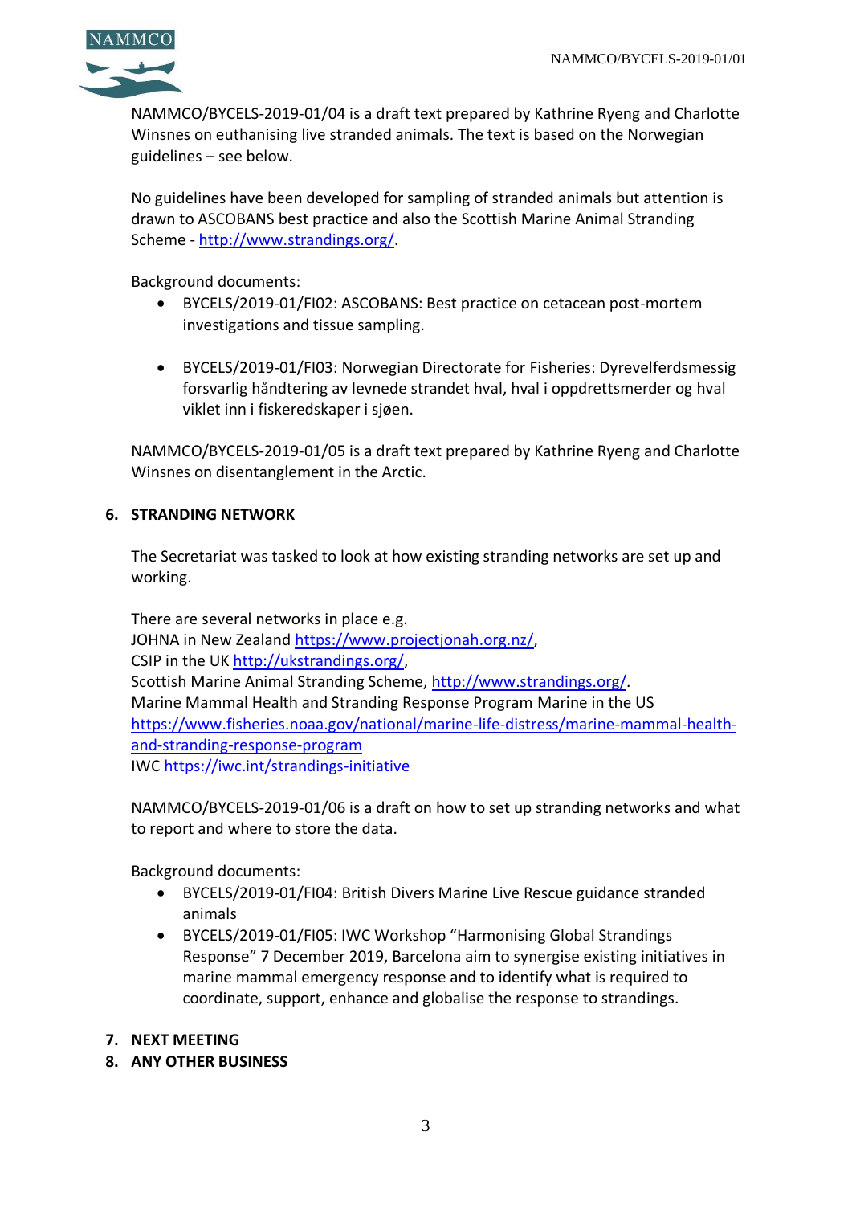NAMMCO/BYCELS-2019-01/04 is a draft text prepared by Kathrine Ryeng and Charlotte Winsnes on euthanising live stranded animals. The text is based on the Norwegian guidelines – see below.

No guidelines have been developed for sampling of stranded animals but attention is drawn to ASCOBANS best practice and also the Scottish Marine Animal Stranding Scheme - http://www.strandings.org/.

Background documents:

- BYCELS/2019-01/FI02: ASCOBANS: Best practice on cetacean post-mortem investigations and tissue sampling.
- BYCELS/2019-01/FI03: Norwegian Directorate for Fisheries: Dyrevelferdsmessig forsvarlig håndtering av levnede strandet hval, hval i oppdrettsmerder og hval viklet inn i fiskeredskaper i sjøen.

NAMMCO/BYCELS-2019-01/05 is a draft text prepared by Kathrine Ryeng and Charlotte Winsnes on disentanglement in the Arctic.

## 6. STRANDING NETWORK

The Secretariat was tasked to look at how existing stranding networks are set up and working.

There are several networks in place e.g.
JOHNA in New Zealand https://www.projectjonah.org.nz/,
CSIP in the UK http://ukstrandings.org/,
Scottish Marine Animal Stranding Scheme, http://www.strandings.org/.
Marine Mammal Health and Stranding Response Program Marine in the US https://www.fisheries.noaa.gov/national/marine-life-distress/marine-mammal-health-and-stranding-response-program
IWC https://iwc.int/strandings-initiative

NAMMCO/BYCELS-2019-01/06 is a draft on how to set up stranding networks and what to report and where to store the data.

Background documents:

- BYCELS/2019-01/FI04: British Divers Marine Live Rescue guidance stranded animals
- BYCELS/2019-01/FI05: IWC Workshop "Harmonising Global Strandings Response" 7 December 2019, Barcelona aim to synergise existing initiatives in marine mammal emergency response and to identify what is required to coordinate, support, enhance and globalise the response to strandings.

## 7. NEXT MEETING

## 8. ANY OTHER BUSINESS